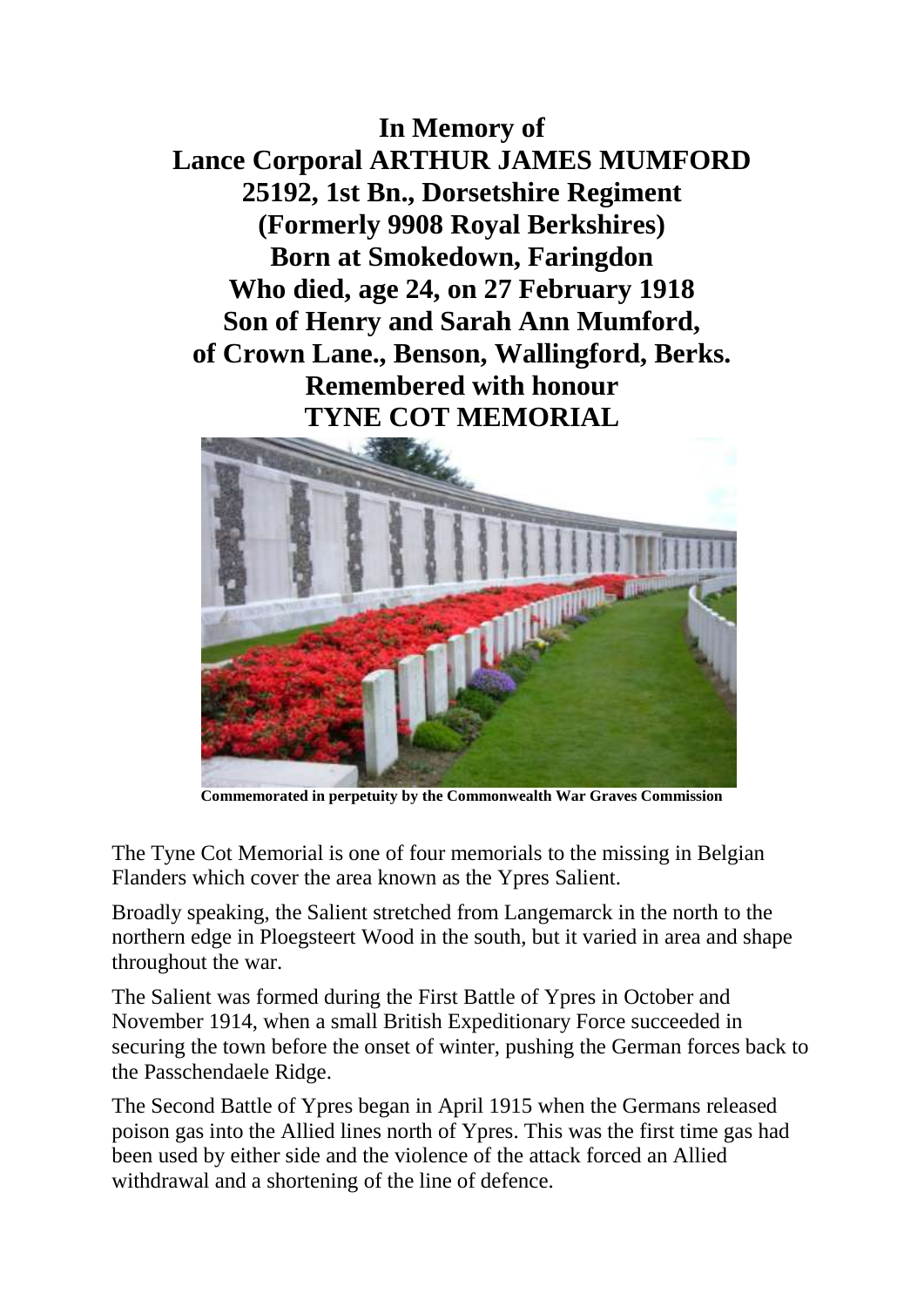**In Memory of**
**Lance Corporal ARTHUR JAMES MUMFORD**
**25192, 1st Bn., Dorsetshire Regiment**
**(Formerly 9908 Royal Berkshires)**
**Born at Smokedown, Faringdon**
**Who died, age 24, on 27 February 1918**
**Son of Henry and Sarah Ann Mumford,**
**of Crown Lane., Benson, Wallingford, Berks.**
**Remembered with honour**
**TYNE COT MEMORIAL**

**Commemorated in perpetuity by the Commonwealth War Graves Commission**

The Tyne Cot Memorial is one of four memorials to the missing in Belgian Flanders which cover the area known as the Ypres Salient.

Broadly speaking, the Salient stretched from Langemarck in the north to the northern edge in Ploegsteert Wood in the south, but it varied in area and shape throughout the war.

The Salient was formed during the First Battle of Ypres in October and November 1914, when a small British Expeditionary Force succeeded in securing the town before the onset of winter, pushing the German forces back to the Passchendaele Ridge.

The Second Battle of Ypres began in April 1915 when the Germans released poison gas into the Allied lines north of Ypres. This was the first time gas had been used by either side and the violence of the attack forced an Allied withdrawal and a shortening of the line of defence.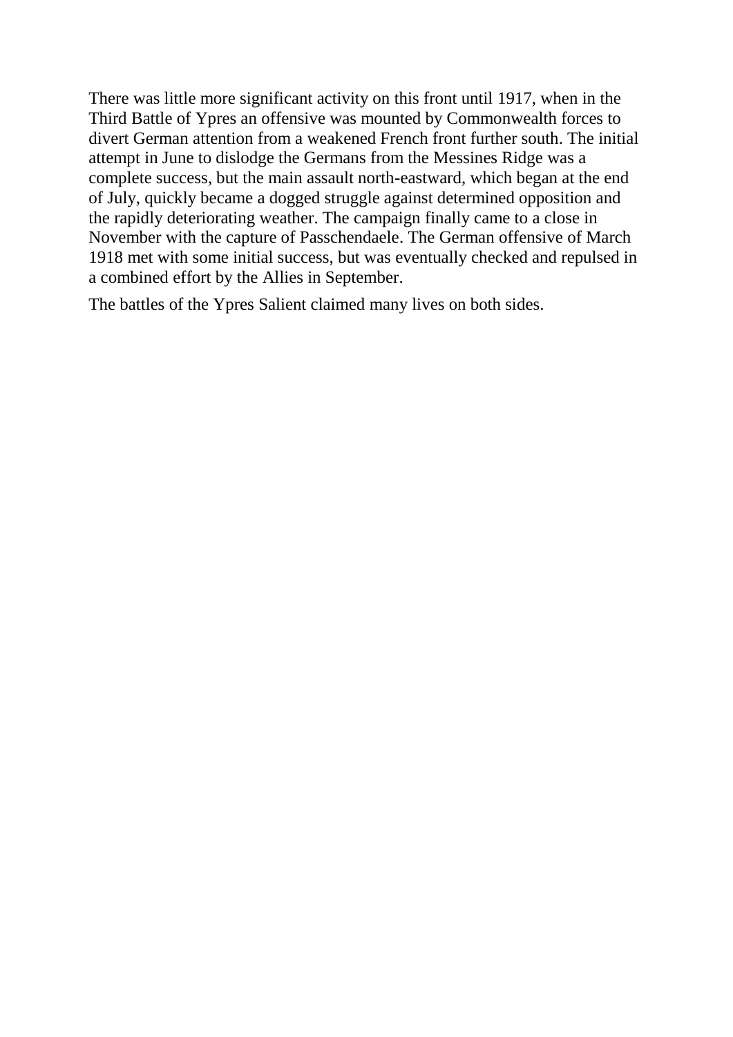There was little more significant activity on this front until 1917, when in the Third Battle of Ypres an offensive was mounted by Commonwealth forces to divert German attention from a weakened French front further south. The initial attempt in June to dislodge the Germans from the Messines Ridge was a complete success, but the main assault north-eastward, which began at the end of July, quickly became a dogged struggle against determined opposition and the rapidly deteriorating weather. The campaign finally came to a close in November with the capture of Passchendaele. The German offensive of March 1918 met with some initial success, but was eventually checked and repulsed in a combined effort by the Allies in September.

The battles of the Ypres Salient claimed many lives on both sides.